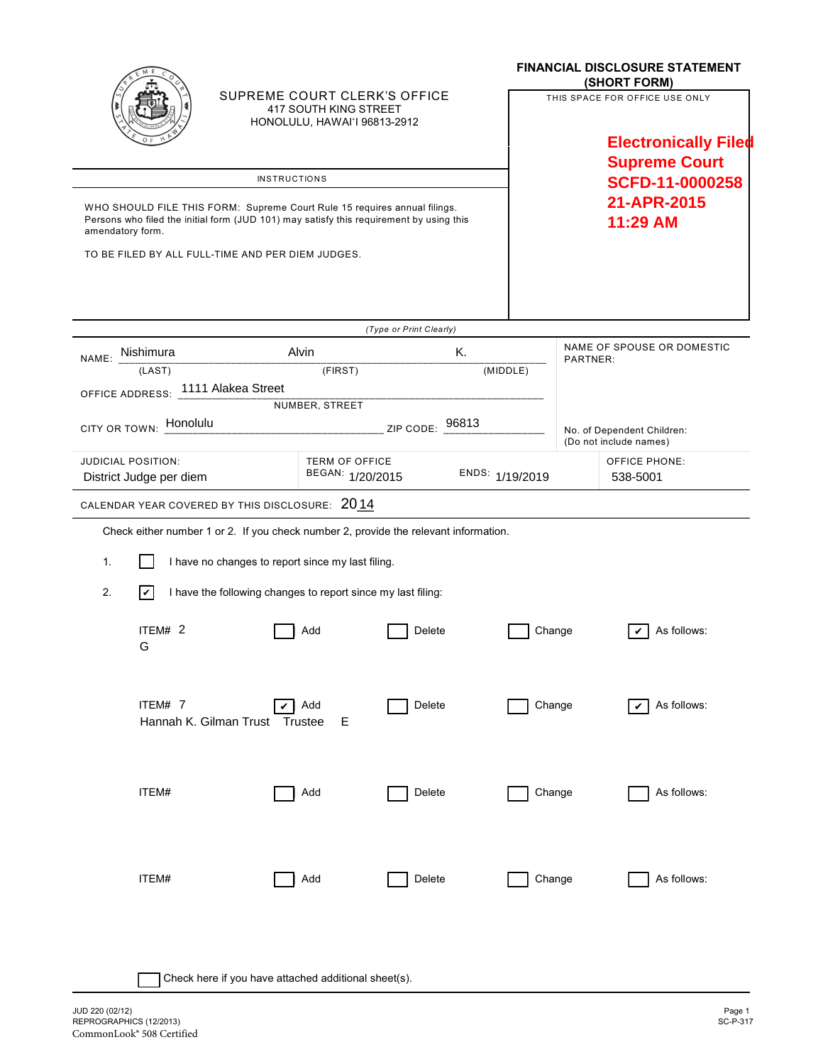SUPREME COURT CLERK'S OFFICE
417 SOUTH KING STREET
HONOLULU, HAWAI'I 96813-2912

# FINANCIAL DISCLOSURE STATEMENT (SHORT FORM)

THIS SPACE FOR OFFICE USE ONLY

**Electronically Filed**
**Supreme Court**
**SCFD-11-0000258**
**21-APR-2015**
**11:29 AM**

## INSTRUCTIONS

WHO SHOULD FILE THIS FORM: Supreme Court Rule 15 requires annual filings. Persons who filed the initial form (JUD 101) may satisfy this requirement by using this amendatory form.

TO BE FILED BY ALL FULL-TIME AND PER DIEM JUDGES.

*(Type or Print Clearly)*

NAME: Nishimura (LAST) Alvin (FIRST) K. (MIDDLE)

NAME OF SPOUSE OR DOMESTIC PARTNER:

OFFICE ADDRESS: 1111 Alakea Street (NUMBER, STREET)

CITY OR TOWN: Honolulu ZIP CODE: 96813

No. of Dependent Children: (Do not include names)

JUDICIAL POSITION: District Judge per diem

TERM OF OFFICE BEGAN: 1/20/2015 ENDS: 1/19/2019

OFFICE PHONE: 538-5001

CALENDAR YEAR COVERED BY THIS DISCLOSURE: 2014

Check either number 1 or 2. If you check number 2, provide the relevant information.

1. ☐ I have no changes to report since my last filing.
2. ☑ I have the following changes to report since my last filing:

| ITEM# | Add | Delete | Change | As follows: |
|---|---|---|---|---|
| 2 G | ☐ | ☐ | ☐ | ☑ |
| 7 Hannah K. Gilman Trust Trustee E | ☑ | ☐ | ☐ | ☑ |
| | ☐ | ☐ | ☐ | ☐ |
| | ☐ | ☐ | ☐ | ☐ |

☐ Check here if you have attached additional sheet(s).

JUD 220 (02/12)
REPROGRAPHICS (12/2013)
CommonLook® 508 Certified

SC-P-317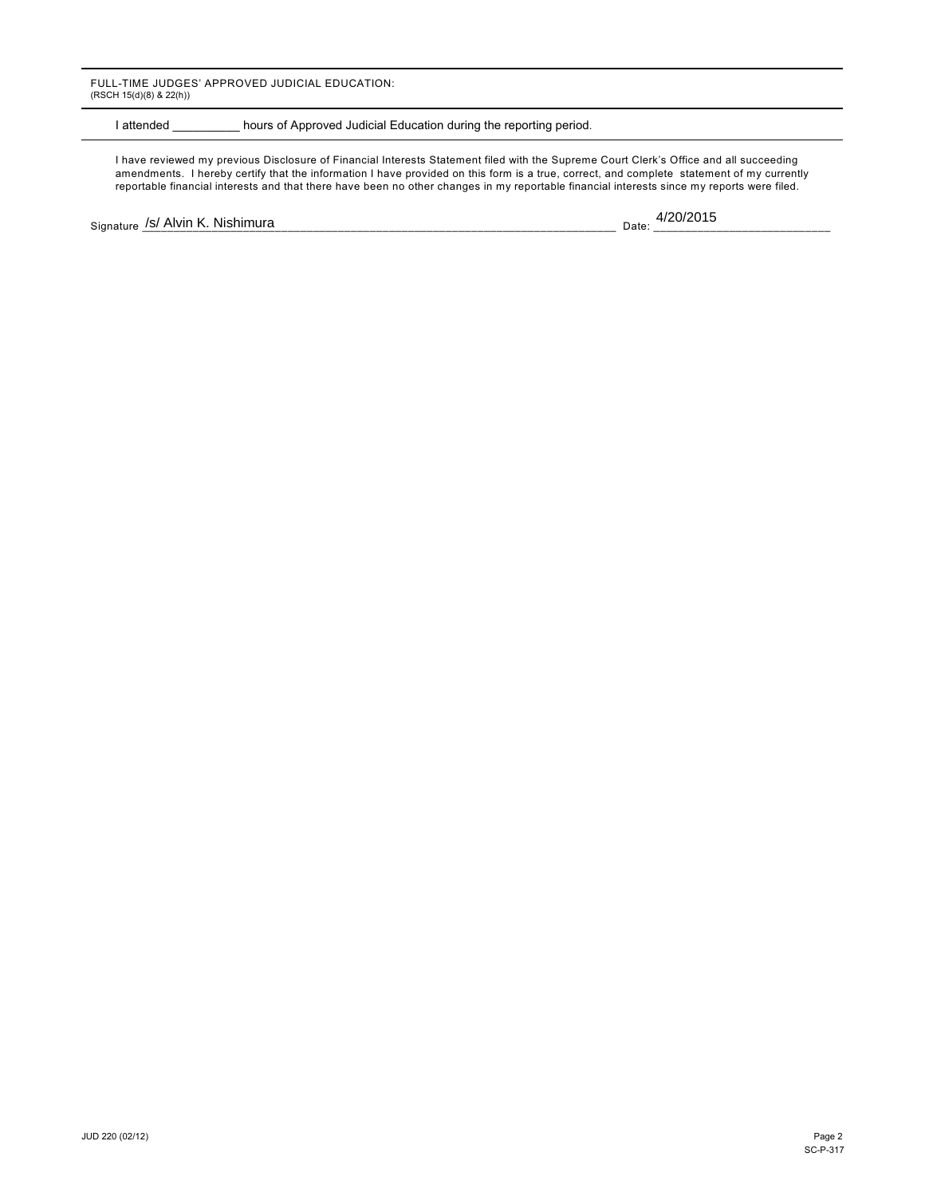FULL-TIME JUDGES' APPROVED JUDICIAL EDUCATION:
(RSCH 15(d)(8) & 22(h))

I attended __________ hours of Approved Judicial Education during the reporting period.

I have reviewed my previous Disclosure of Financial Interests Statement filed with the Supreme Court Clerk's Office and all succeeding amendments. I hereby certify that the information I have provided on this form is a true, correct, and complete statement of my currently reportable financial interests and that there have been no other changes in my reportable financial interests since my reports were filed.

Signature /s/ Alvin K. Nishimura Date: 4/20/2015

JUD 220 (02/12)

SC-P-317